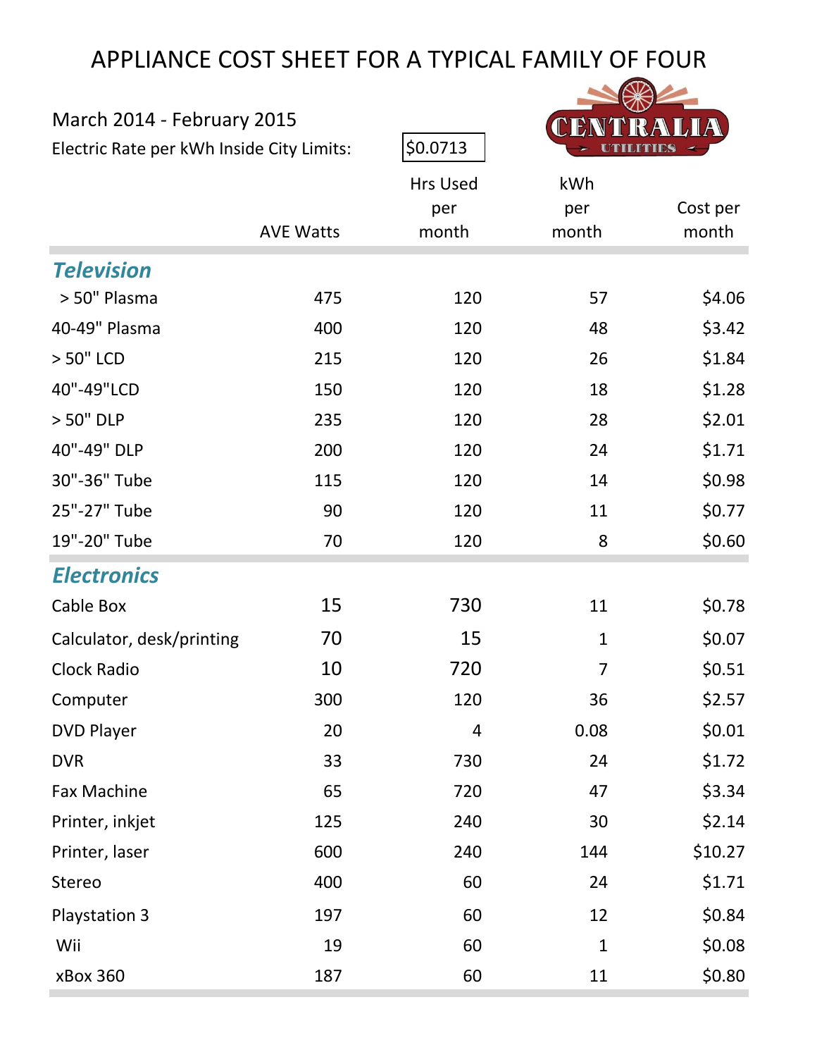# APPLIANCE COST SHEET FOR A TYPICAL FAMILY OF FOUR

CENTRALIA UTILITIES

March 2014 - February 2015

Electric Rate per kWh Inside City Limits: $0.0713

| | AVE Watts | Hrs Used per month | kWh per month | Cost per month |
|---|---|---|---|---|
| ***Television*** | | | | |
| > 50" Plasma | 475 | 120 | 57 | $4.06 |
| 40-49" Plasma | 400 | 120 | 48 | $3.42 |
| > 50" LCD | 215 | 120 | 26 | $1.84 |
| 40"-49"LCD | 150 | 120 | 18 | $1.28 |
| > 50" DLP | 235 | 120 | 28 | $2.01 |
| 40"-49" DLP | 200 | 120 | 24 | $1.71 |
| 30"-36" Tube | 115 | 120 | 14 | $0.98 |
| 25"-27" Tube | 90 | 120 | 11 | $0.77 |
| 19"-20" Tube | 70 | 120 | 8 | $0.60 |
| ***Electronics*** | | | | |
| Cable Box | 15 | 730 | 11 | $0.78 |
| Calculator, desk/printing | 70 | 15 | 1 | $0.07 |
| Clock Radio | 10 | 720 | 7 | $0.51 |
| Computer | 300 | 120 | 36 | $2.57 |
| DVD Player | 20 | 4 | 0.08 | $0.01 |
| DVR | 33 | 730 | 24 | $1.72 |
| Fax Machine | 65 | 720 | 47 | $3.34 |
| Printer, inkjet | 125 | 240 | 30 | $2.14 |
| Printer, laser | 600 | 240 | 144 | $10.27 |
| Stereo | 400 | 60 | 24 | $1.71 |
| Playstation 3 | 197 | 60 | 12 | $0.84 |
| Wii | 19 | 60 | 1 | $0.08 |
| xBox 360 | 187 | 60 | 11 | $0.80 |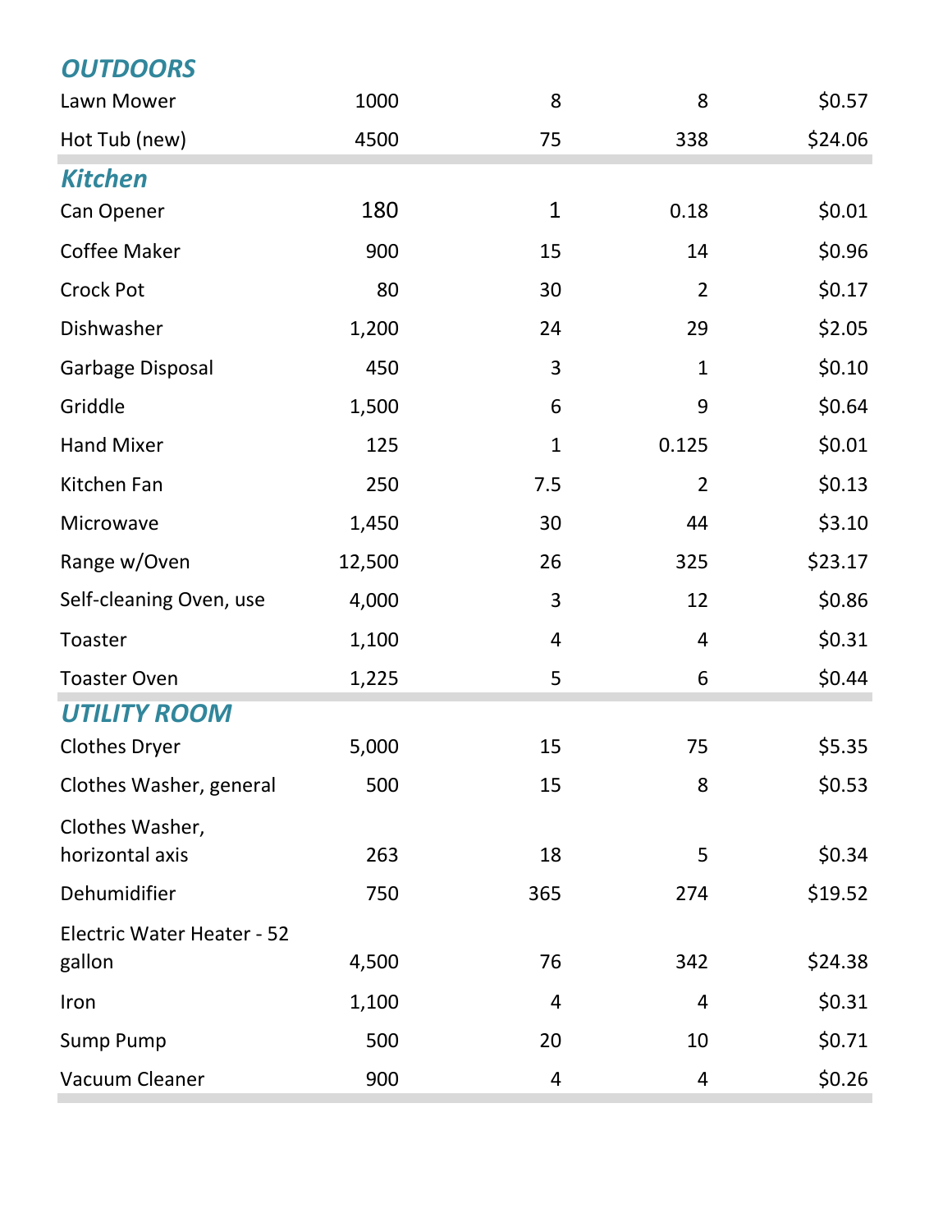| | | | | |
|---|---|---|---|---|
| ***OUTDOORS*** | | | | |
| Lawn Mower | 1000 | 8 | 8 | $0.57 |
| Hot Tub (new) | 4500 | 75 | 338 | $24.06 |
| ***Kitchen*** | | | | |
| Can Opener | 180 | 1 | 0.18 | $0.01 |
| Coffee Maker | 900 | 15 | 14 | $0.96 |
| Crock Pot | 80 | 30 | 2 | $0.17 |
| Dishwasher | 1,200 | 24 | 29 | $2.05 |
| Garbage Disposal | 450 | 3 | 1 | $0.10 |
| Griddle | 1,500 | 6 | 9 | $0.64 |
| Hand Mixer | 125 | 1 | 0.125 | $0.01 |
| Kitchen Fan | 250 | 7.5 | 2 | $0.13 |
| Microwave | 1,450 | 30 | 44 | $3.10 |
| Range w/Oven | 12,500 | 26 | 325 | $23.17 |
| Self-cleaning Oven, use | 4,000 | 3 | 12 | $0.86 |
| Toaster | 1,100 | 4 | 4 | $0.31 |
| Toaster Oven | 1,225 | 5 | 6 | $0.44 |
| ***UTILITY ROOM*** | | | | |
| Clothes Dryer | 5,000 | 15 | 75 | $5.35 |
| Clothes Washer, general | 500 | 15 | 8 | $0.53 |
| Clothes Washer, horizontal axis | 263 | 18 | 5 | $0.34 |
| Dehumidifier | 750 | 365 | 274 | $19.52 |
| Electric Water Heater - 52 gallon | 4,500 | 76 | 342 | $24.38 |
| Iron | 1,100 | 4 | 4 | $0.31 |
| Sump Pump | 500 | 20 | 10 | $0.71 |
| Vacuum Cleaner | 900 | 4 | 4 | $0.26 |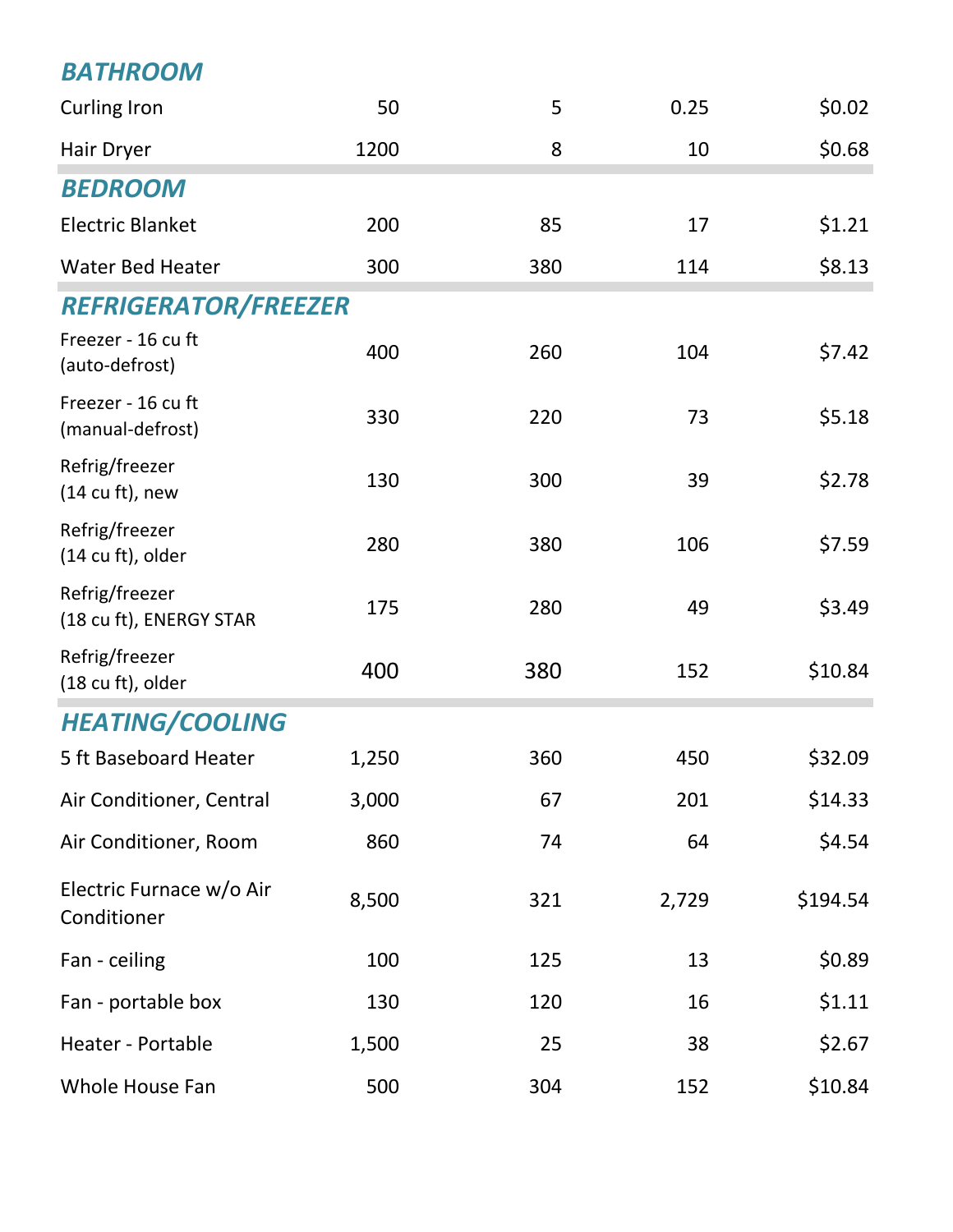| | | | | |
|---|---|---|---|---|
| ***BATHROOM*** | | | | |
| Curling Iron | 50 | 5 | 0.25 | $0.02 |
| Hair Dryer | 1200 | 8 | 10 | $0.68 |
| ***BEDROOM*** | | | | |
| Electric Blanket | 200 | 85 | 17 | $1.21 |
| Water Bed Heater | 300 | 380 | 114 | $8.13 |
| ***REFRIGERATOR/FREEZER*** | | | | |
| Freezer - 16 cu ft (auto-defrost) | 400 | 260 | 104 | $7.42 |
| Freezer - 16 cu ft (manual-defrost) | 330 | 220 | 73 | $5.18 |
| Refrig/freezer (14 cu ft), new | 130 | 300 | 39 | $2.78 |
| Refrig/freezer (14 cu ft), older | 280 | 380 | 106 | $7.59 |
| Refrig/freezer (18 cu ft), ENERGY STAR | 175 | 280 | 49 | $3.49 |
| Refrig/freezer (18 cu ft), older | 400 | 380 | 152 | $10.84 |
| ***HEATING/COOLING*** | | | | |
| 5 ft Baseboard Heater | 1,250 | 360 | 450 | $32.09 |
| Air Conditioner, Central | 3,000 | 67 | 201 | $14.33 |
| Air Conditioner, Room | 860 | 74 | 64 | $4.54 |
| Electric Furnace w/o Air Conditioner | 8,500 | 321 | 2,729 | $194.54 |
| Fan - ceiling | 100 | 125 | 13 | $0.89 |
| Fan - portable box | 130 | 120 | 16 | $1.11 |
| Heater - Portable | 1,500 | 25 | 38 | $2.67 |
| Whole House Fan | 500 | 304 | 152 | $10.84 |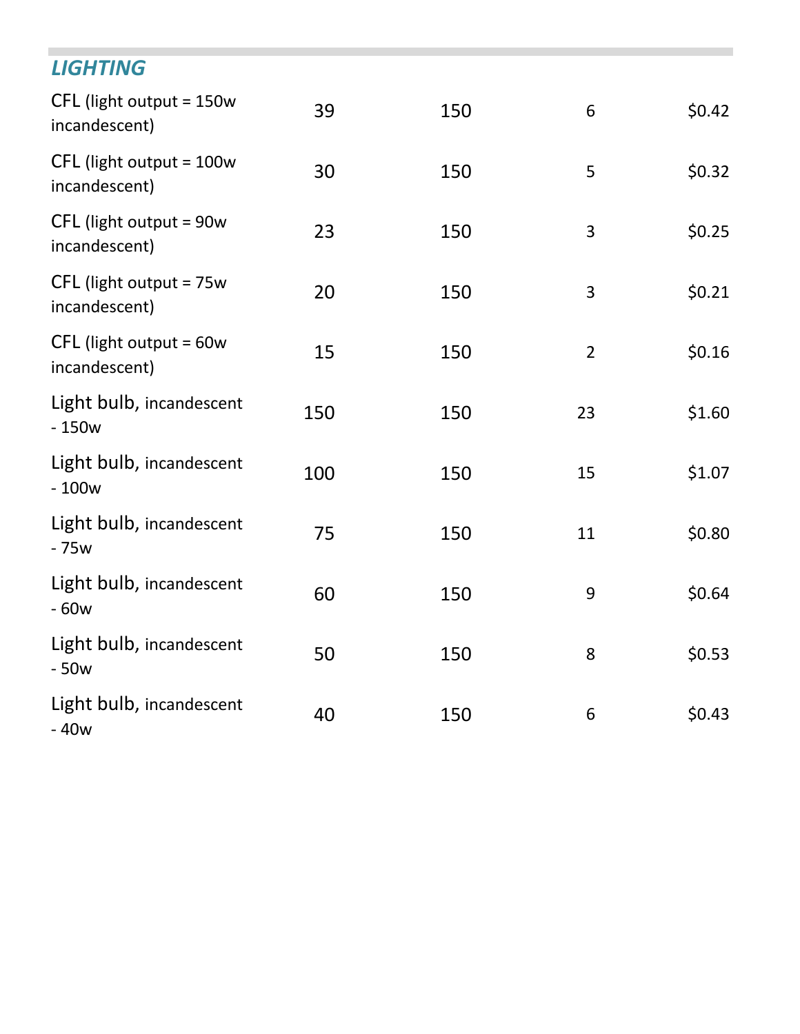## *LIGHTING*

| | | | | |
|---|---|---|---|---|
| CFL (light output = 150w incandescent) | 39 | 150 | 6 | $0.42 |
| CFL (light output = 100w incandescent) | 30 | 150 | 5 | $0.32 |
| CFL (light output = 90w incandescent) | 23 | 150 | 3 | $0.25 |
| CFL (light output = 75w incandescent) | 20 | 150 | 3 | $0.21 |
| CFL (light output = 60w incandescent) | 15 | 150 | 2 | $0.16 |
| Light bulb, incandescent - 150w | 150 | 150 | 23 | $1.60 |
| Light bulb, incandescent - 100w | 100 | 150 | 15 | $1.07 |
| Light bulb, incandescent - 75w | 75 | 150 | 11 | $0.80 |
| Light bulb, incandescent - 60w | 60 | 150 | 9 | $0.64 |
| Light bulb, incandescent - 50w | 50 | 150 | 8 | $0.53 |
| Light bulb, incandescent - 40w | 40 | 150 | 6 | $0.43 |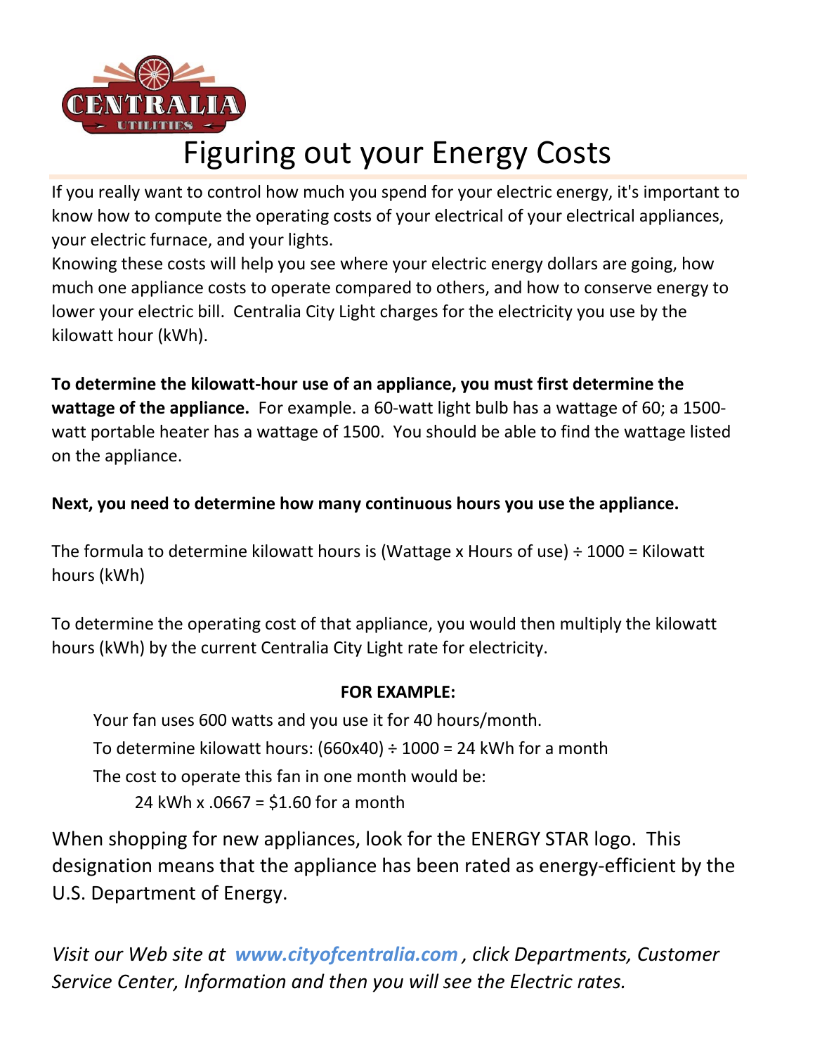CENTRALIA UTILITIES

# Figuring out your Energy Costs

If you really want to control how much you spend for your electric energy, it's important to know how to compute the operating costs of your electrical of your electrical appliances, your electric furnace, and your lights.

Knowing these costs will help you see where your electric energy dollars are going, how much one appliance costs to operate compared to others, and how to conserve energy to lower your electric bill. Centralia City Light charges for the electricity you use by the kilowatt hour (kWh).

**To determine the kilowatt-hour use of an appliance, you must first determine the wattage of the appliance.** For example. a 60-watt light bulb has a wattage of 60; a 1500-watt portable heater has a wattage of 1500. You should be able to find the wattage listed on the appliance.

**Next, you need to determine how many continuous hours you use the appliance.**

The formula to determine kilowatt hours is (Wattage x Hours of use) ÷ 1000 = Kilowatt hours (kWh)

To determine the operating cost of that appliance, you would then multiply the kilowatt hours (kWh) by the current Centralia City Light rate for electricity.

**FOR EXAMPLE:**

Your fan uses 600 watts and you use it for 40 hours/month.

To determine kilowatt hours: (660x40) ÷ 1000 = 24 kWh for a month

The cost to operate this fan in one month would be:

24 kWh x .0667 = $1.60 for a month

When shopping for new appliances, look for the ENERGY STAR logo. This designation means that the appliance has been rated as energy-efficient by the U.S. Department of Energy.

*Visit our Web site at* ***www.cityofcentralia.com*** *, click Departments, Customer Service Center, Information and then you will see the Electric rates.*